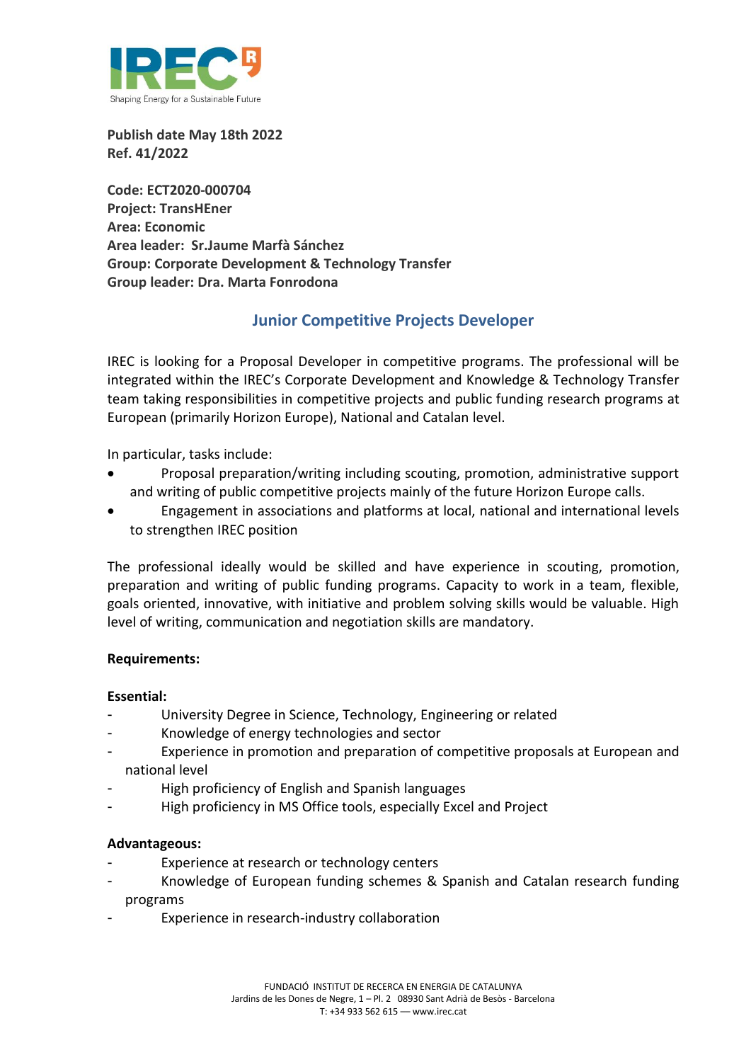**Publish date May 18th 2022**
**Ref. 41/2022**

**Code: ECT2020-000704**
**Project: TransHEner**
**Area: Economic**
**Area leader: Sr.Jaume Marfà Sánchez**
**Group: Corporate Development & Technology Transfer**
**Group leader: Dra. Marta Fonrodona**

## Junior Competitive Projects Developer

IREC is looking for a Proposal Developer in competitive programs. The professional will be integrated within the IREC's Corporate Development and Knowledge & Technology Transfer team taking responsibilities in competitive projects and public funding research programs at European (primarily Horizon Europe), National and Catalan level.

In particular, tasks include:

- Proposal preparation/writing including scouting, promotion, administrative support and writing of public competitive projects mainly of the future Horizon Europe calls.
- Engagement in associations and platforms at local, national and international levels to strengthen IREC position

The professional ideally would be skilled and have experience in scouting, promotion, preparation and writing of public funding programs. Capacity to work in a team, flexible, goals oriented, innovative, with initiative and problem solving skills would be valuable. High level of writing, communication and negotiation skills are mandatory.

**Requirements:**

**Essential:**

- University Degree in Science, Technology, Engineering or related
- Knowledge of energy technologies and sector
- Experience in promotion and preparation of competitive proposals at European and national level
- High proficiency of English and Spanish languages
- High proficiency in MS Office tools, especially Excel and Project

**Advantageous:**

- Experience at research or technology centers
- Knowledge of European funding schemes & Spanish and Catalan research funding programs
- Experience in research-industry collaboration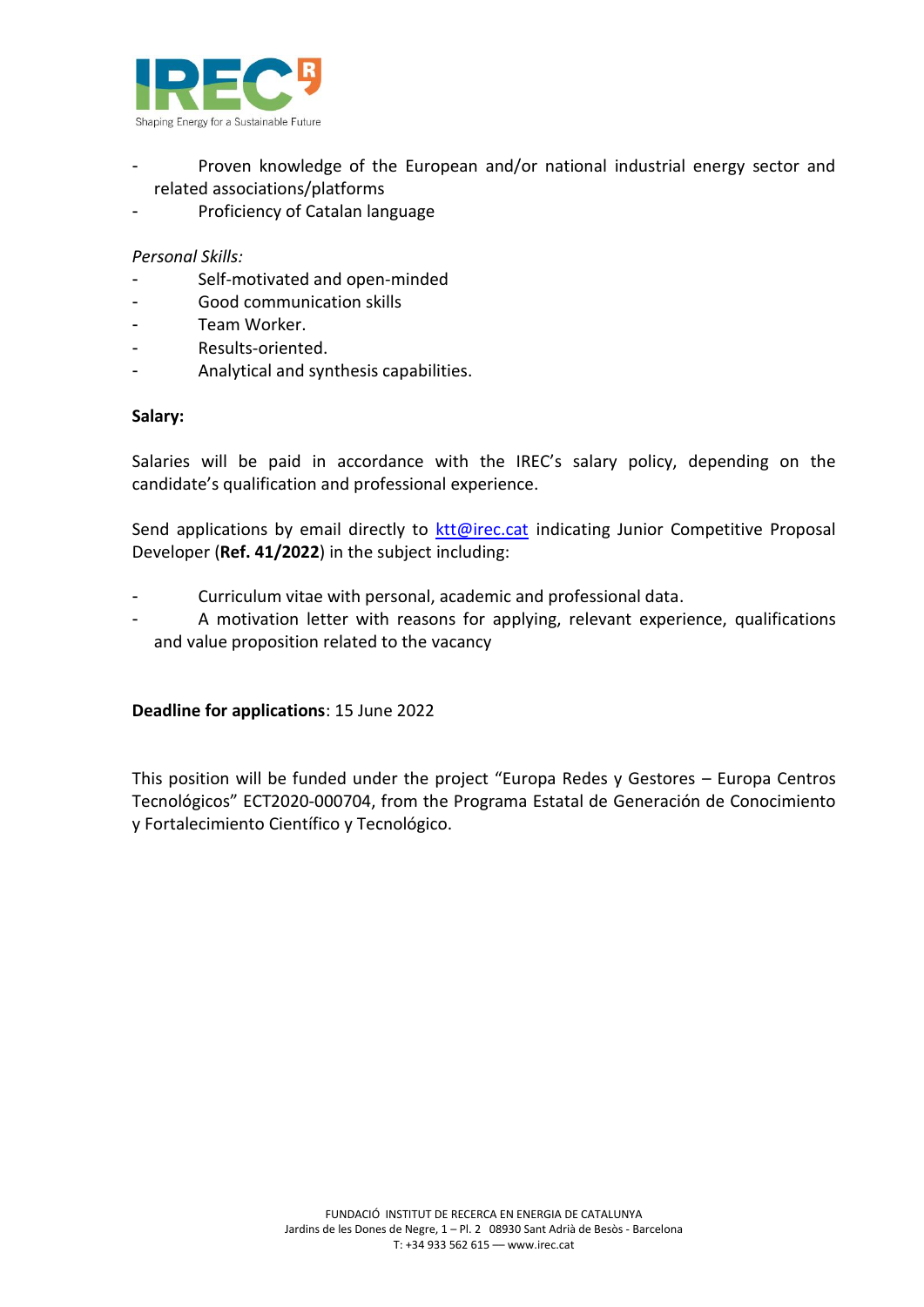- Proven knowledge of the European and/or national industrial energy sector and related associations/platforms
- Proficiency of Catalan language

*Personal Skills:*

- Self-motivated and open-minded
- Good communication skills
- Team Worker.
- Results-oriented.
- Analytical and synthesis capabilities.

**Salary:**

Salaries will be paid in accordance with the IREC's salary policy, depending on the candidate's qualification and professional experience.

Send applications by email directly to ktt@irec.cat indicating Junior Competitive Proposal Developer (**Ref. 41/2022**) in the subject including:

- Curriculum vitae with personal, academic and professional data.
- A motivation letter with reasons for applying, relevant experience, qualifications and value proposition related to the vacancy

**Deadline for applications**: 15 June 2022

This position will be funded under the project "Europa Redes y Gestores – Europa Centros Tecnológicos" ECT2020-000704, from the Programa Estatal de Generación de Conocimiento y Fortalecimiento Científico y Tecnológico.